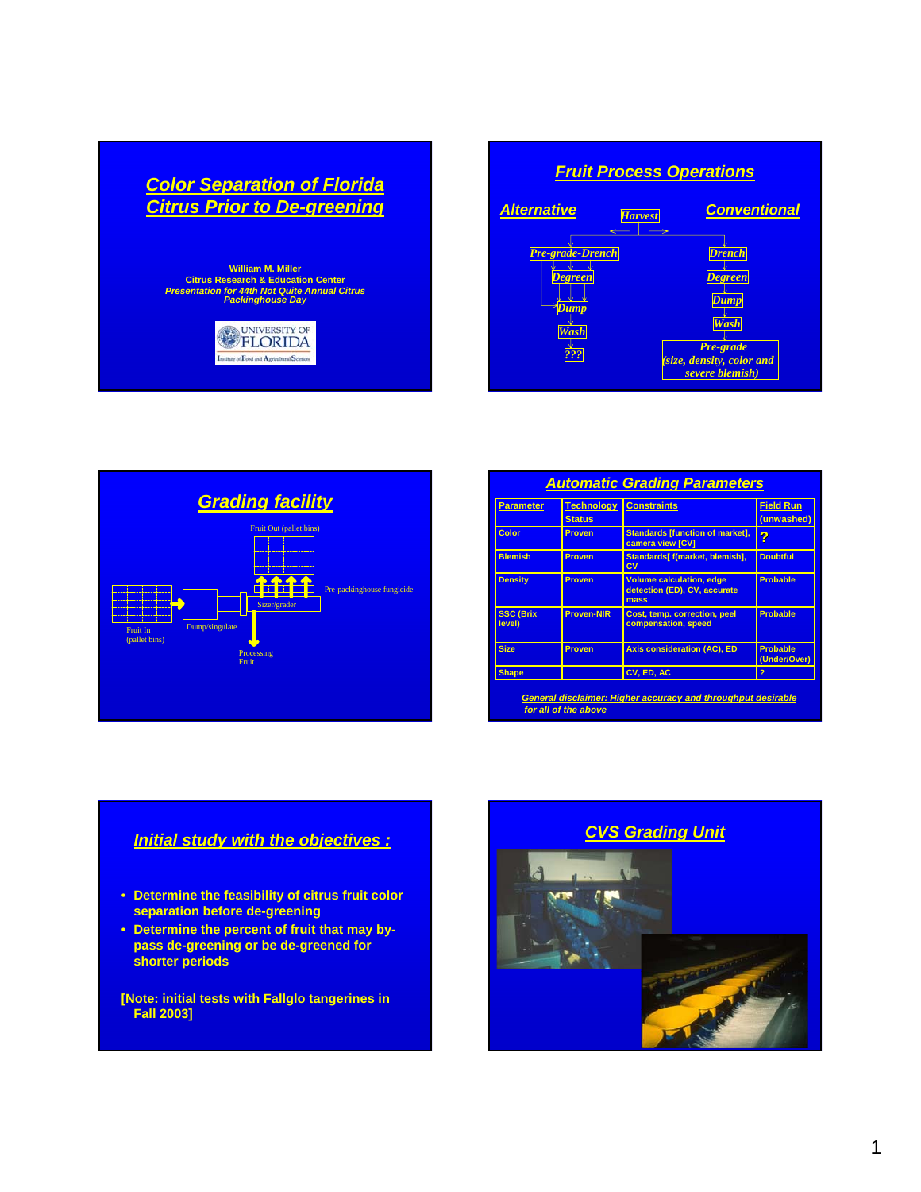# Color Separation of Florida Citrus Prior to De-greening

**William M. Miller**
**Citrus Research & Education Center**
***Presentation for 44th Not Quite Annual Citrus Packinghouse Day***

UNIVERSITY OF FLORIDA
Institute of Food and Agricultural Sciences

---

## Fruit Process Operations

**Alternative** — Harvest — **Conventional**

Alternative: Pre-grade-Drench → Degreen → Dump → Wash → ???

Conventional: Drench → Degreen → Dump → Wash → Pre-grade (size, density, color and severe blemish)

---

## Grading facility

Fruit Out (pallet bins)

Pre-packinghouse fungicide

Sizer/grader

Fruit In (pallet bins)

Dump/singulate

Processing Fruit

---

## Automatic Grading Parameters

| Parameter | Technology Status | Constraints | Field Run (unwashed) |
|---|---|---|---|
| Color | Proven | Standards [function of market], camera view [CV] | ? |
| Blemish | Proven | Standards[ f(market, blemish], CV | Doubtful |
| Density | Proven | Volume calculation, edge detection (ED), CV, accurate mass | Probable |
| SSC (Brix level) | Proven-NIR | Cost, temp. correction, peel compensation, speed | Probable |
| Size | Proven | Axis consideration (AC), ED | Probable (Under/Over) |
| Shape | | CV, ED, AC | ? |

*General disclaimer: Higher accuracy and throughput desirable for all of the above*

---

## Initial study with the objectives :

- Determine the feasibility of citrus fruit color separation before de-greening
- Determine the percent of fruit that may by-pass de-greening or be de-greened for shorter periods

[Note: initial tests with Fallglo tangerines in Fall 2003]

---

## CVS Grading Unit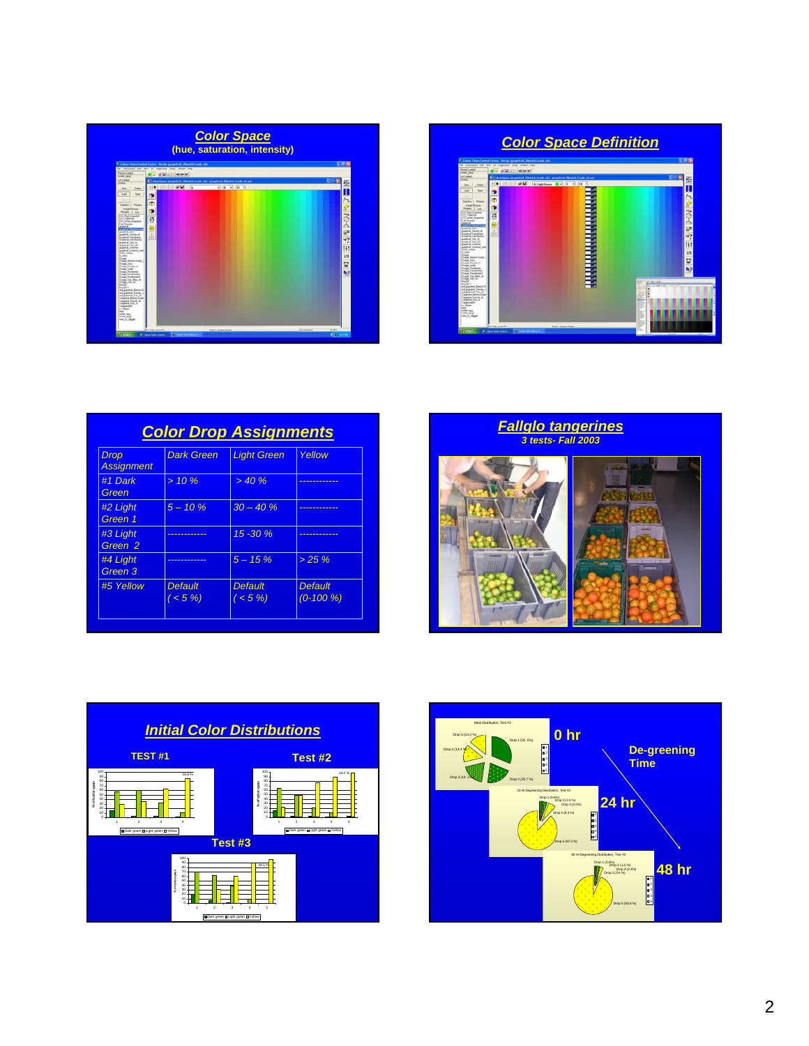## Color Space

**(hue, saturation, intensity)**

## Color Space Definition

## Color Drop Assignments

| Drop Assignment | Dark Green | Light Green | Yellow |
|---|---|---|---|
| #1 Dark Green | > 10 % | > 40 % | ------------ |
| #2 Light Green 1 | 5 – 10 % | 30 – 40 % | ------------ |
| #3 Light Green 2 | ------------ | 15 -30 % | ------------ |
| #4 Light Green 3 | ------------ | 5 – 15 % | > 25 % |
| #5 Yellow | Default ( < 5 %) | Default ( < 5 %) | Default (0-100 %) |

## Fallglo tangerines

*3 tests- Fall 2003*

## Initial Color Distributions

TEST #1

Test #2

Test #3

0 hr

De-greening Time

24 hr

48 hr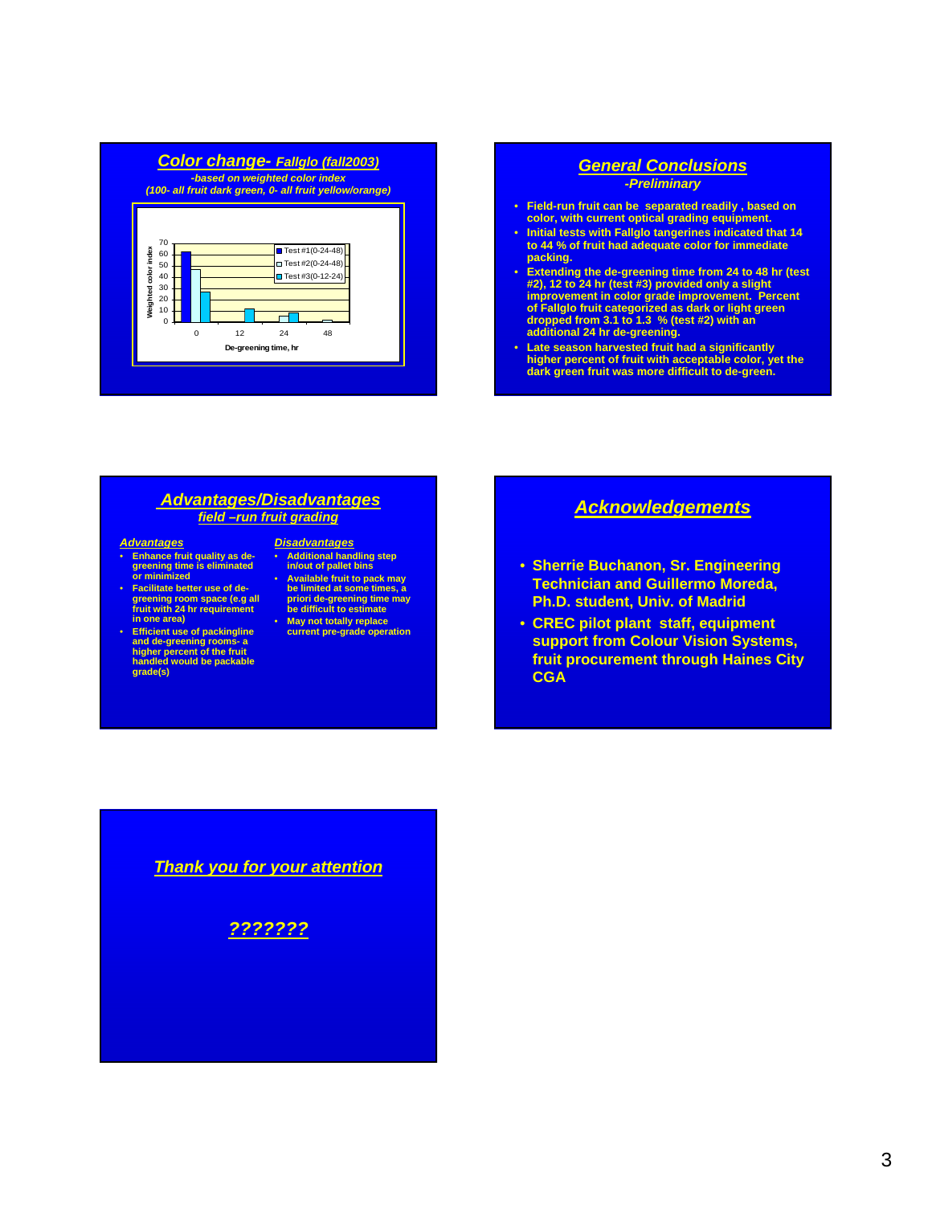## Color change- Fallglo (fall2003)

*-based on weighted color index*
*(100- all fruit dark green, 0- all fruit yellow/orange)*

Weighted color index
70
60
50
40
30
20
10
0
0
12
24
48
De-greening time, hr
Test #1(0-24-48)
Test #2(0-24-48)
Test #3(0-12-24)

## General Conclusions

*-Preliminary*

- Field-run fruit can be separated readily , based on color, with current optical grading equipment.
- Initial tests with Fallglo tangerines indicated that 14 to 44 % of fruit had adequate color for immediate packing.
- Extending the de-greening time from 24 to 48 hr (test #2), 12 to 24 hr (test #3) provided only a slight improvement in color grade improvement. Percent of Fallglo fruit categorized as dark or light green dropped from 3.1 to 1.3 % (test #2) with an additional 24 hr de-greening.
- Late season harvested fruit had a significantly higher percent of fruit with acceptable color, yet the dark green fruit was more difficult to de-green.

## Advantages/Disadvantages

*field –run fruit grading*

### Advantages

- Enhance fruit quality as de-greening time is eliminated or minimized
- Facilitate better use of de-greening room space (e.g all fruit with 24 hr requirement in one area)
- Efficient use of packingline and de-greening rooms- a higher percent of the fruit handled would be packable grade(s)

### Disadvantages

- Additional handling step in/out of pallet bins
- Available fruit to pack may be limited at some times, a priori de-greening time may be difficult to estimate
- May not totally replace current pre-grade operation

## Acknowledgements

- Sherrie Buchanon, Sr. Engineering Technician and Guillermo Moreda, Ph.D. student, Univ. of Madrid
- CREC pilot plant staff, equipment support from Colour Vision Systems, fruit procurement through Haines City CGA

## Thank you for your attention

*???????*